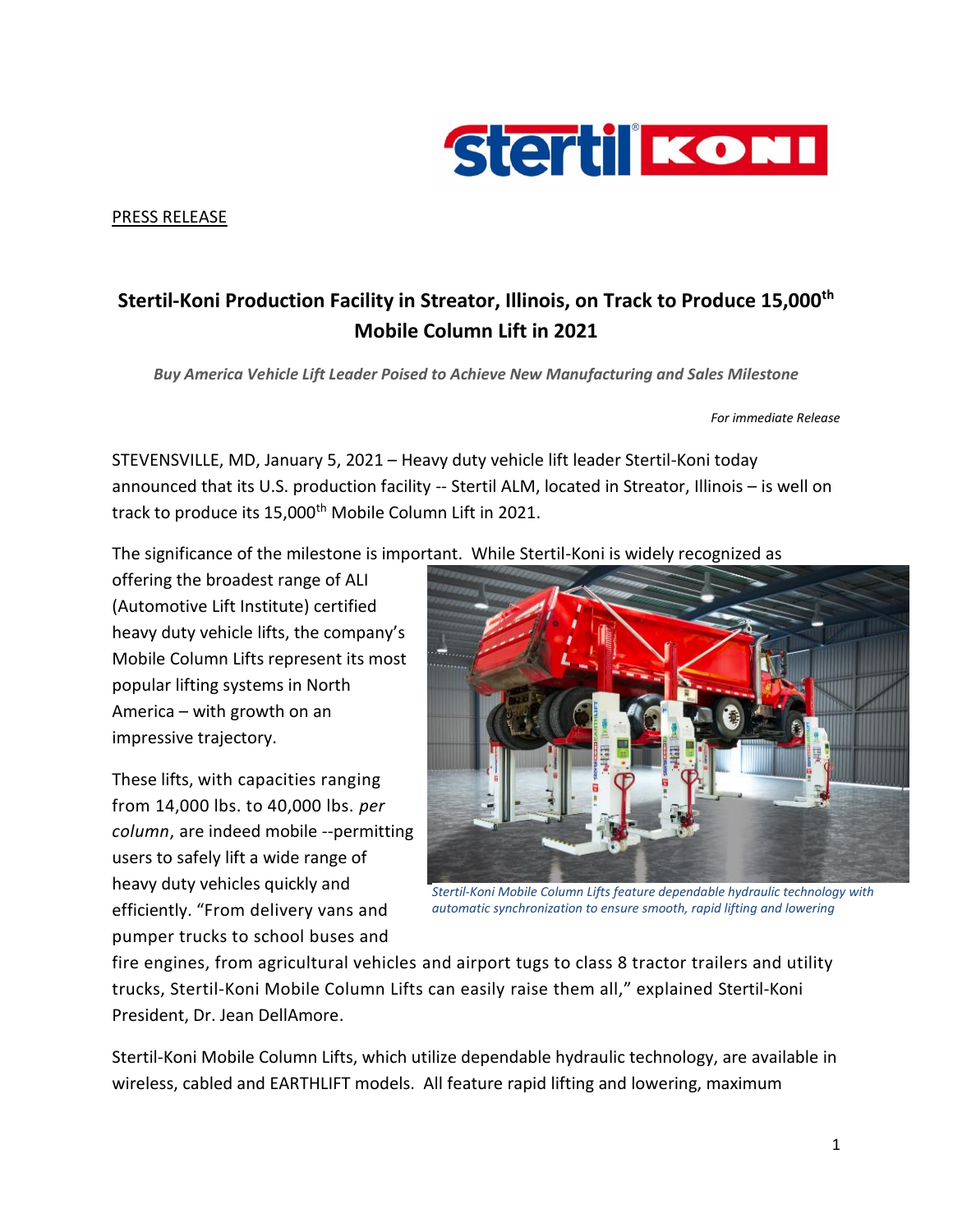PRESS RELEASE

# Stertil-Koni Production Facility in Streator, Illinois, on Track to Produce 15,000th Mobile Column Lift in 2021

***Buy America Vehicle Lift Leader Poised to Achieve New Manufacturing and Sales Milestone***

*For immediate Release*

STEVENSVILLE, MD, January 5, 2021 – Heavy duty vehicle lift leader Stertil-Koni today announced that its U.S. production facility -- Stertil ALM, located in Streator, Illinois – is well on track to produce its 15,000th Mobile Column Lift in 2021.

The significance of the milestone is important. While Stertil-Koni is widely recognized as offering the broadest range of ALI (Automotive Lift Institute) certified heavy duty vehicle lifts, the company's Mobile Column Lifts represent its most popular lifting systems in North America – with growth on an impressive trajectory.

These lifts, with capacities ranging from 14,000 lbs. to 40,000 lbs. *per column*, are indeed mobile --permitting users to safely lift a wide range of heavy duty vehicles quickly and efficiently. "From delivery vans and pumper trucks to school buses and fire engines, from agricultural vehicles and airport tugs to class 8 tractor trailers and utility trucks, Stertil-Koni Mobile Column Lifts can easily raise them all," explained Stertil-Koni President, Dr. Jean DellAmore.

*Stertil-Koni Mobile Column Lifts feature dependable hydraulic technology with automatic synchronization to ensure smooth, rapid lifting and lowering*

Stertil-Koni Mobile Column Lifts, which utilize dependable hydraulic technology, are available in wireless, cabled and EARTHLIFT models. All feature rapid lifting and lowering, maximum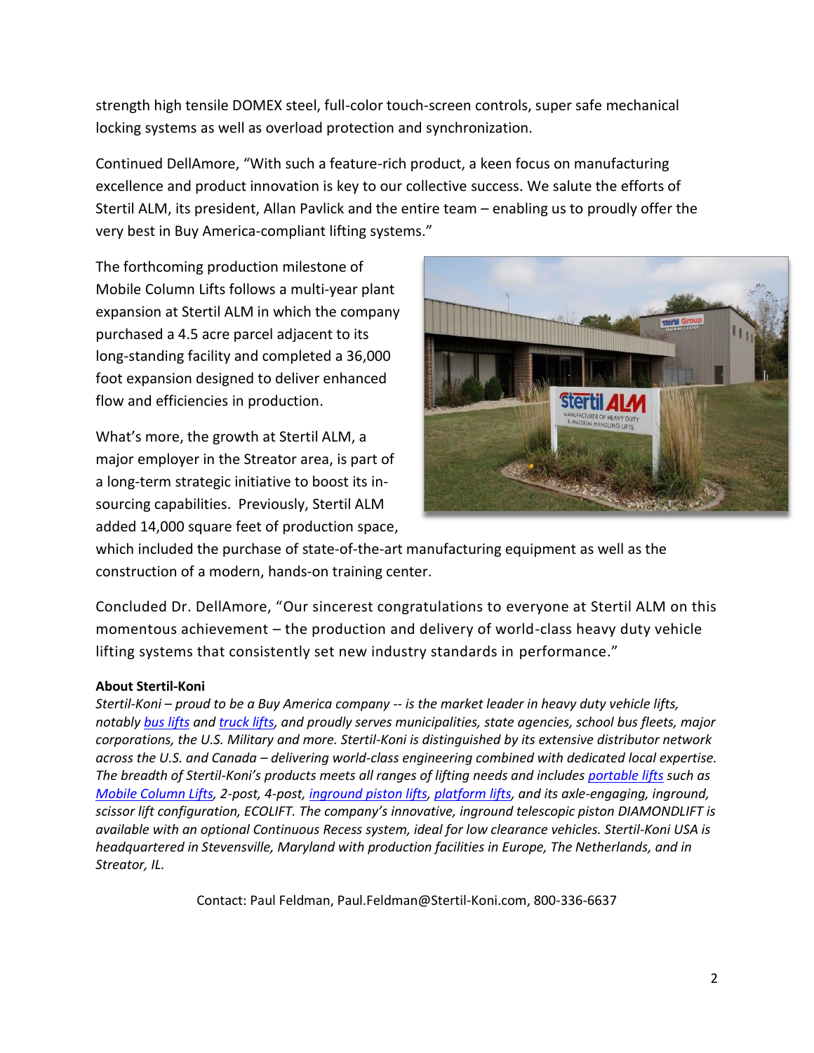strength high tensile DOMEX steel, full-color touch-screen controls, super safe mechanical locking systems as well as overload protection and synchronization.

Continued DellAmore, "With such a feature-rich product, a keen focus on manufacturing excellence and product innovation is key to our collective success. We salute the efforts of Stertil ALM, its president, Allan Pavlick and the entire team – enabling us to proudly offer the very best in Buy America-compliant lifting systems."

The forthcoming production milestone of Mobile Column Lifts follows a multi-year plant expansion at Stertil ALM in which the company purchased a 4.5 acre parcel adjacent to its long-standing facility and completed a 36,000 foot expansion designed to deliver enhanced flow and efficiencies in production.

What's more, the growth at Stertil ALM, a major employer in the Streator area, is part of a long-term strategic initiative to boost its in-sourcing capabilities. Previously, Stertil ALM added 14,000 square feet of production space, which included the purchase of state-of-the-art manufacturing equipment as well as the construction of a modern, hands-on training center.

Concluded Dr. DellAmore, "Our sincerest congratulations to everyone at Stertil ALM on this momentous achievement – the production and delivery of world-class heavy duty vehicle lifting systems that consistently set new industry standards in performance."

**About Stertil-Koni**

*Stertil-Koni – proud to be a Buy America company -- is the market leader in heavy duty vehicle lifts, notably bus lifts and truck lifts, and proudly serves municipalities, state agencies, school bus fleets, major corporations, the U.S. Military and more. Stertil-Koni is distinguished by its extensive distributor network across the U.S. and Canada – delivering world-class engineering combined with dedicated local expertise. The breadth of Stertil-Koni's products meets all ranges of lifting needs and includes portable lifts such as Mobile Column Lifts, 2-post, 4-post, inground piston lifts, platform lifts, and its axle-engaging, inground, scissor lift configuration, ECOLIFT. The company's innovative, inground telescopic piston DIAMONDLIFT is available with an optional Continuous Recess system, ideal for low clearance vehicles. Stertil-Koni USA is headquartered in Stevensville, Maryland with production facilities in Europe, The Netherlands, and in Streator, IL.*

Contact: Paul Feldman, Paul.Feldman@Stertil-Koni.com, 800-336-6637